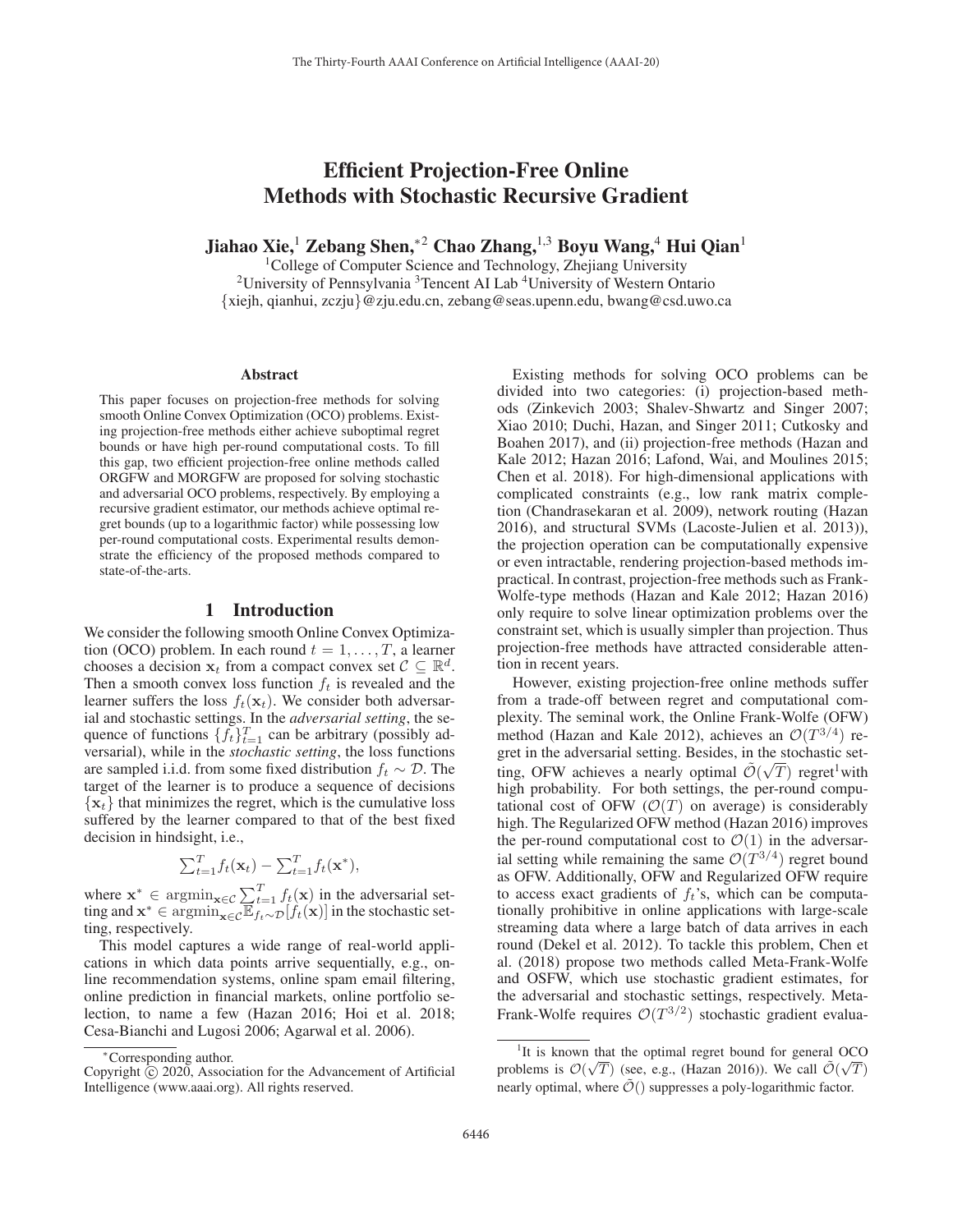# Efficient Projection-Free Online Methods with Stochastic Recursive Gradient

**Jiahao Xie,[1] Zebang Shen,*[2] Chao Zhang,[1,3] Boyu Wang,[4] Hui Qian[1]**

[1]College of Computer Science and Technology, Zhejiang University
[2]University of Pennsylvania [3]Tencent AI Lab [4]University of Western Ontario
{xiejh, qianhui, zczju}@zju.edu.cn, zebang@seas.upenn.edu, bwang@csd.uwo.ca

## Abstract

This paper focuses on projection-free methods for solving smooth Online Convex Optimization (OCO) problems. Existing projection-free methods either achieve suboptimal regret bounds or have high per-round computational costs. To fill this gap, two efficient projection-free online methods called ORGFW and MORGFW are proposed for solving stochastic and adversarial OCO problems, respectively. By employing a recursive gradient estimator, our methods achieve optimal regret bounds (up to a logarithmic factor) while possessing low per-round computational costs. Experimental results demonstrate the efficiency of the proposed methods compared to state-of-the-arts.

## 1 Introduction

We consider the following smooth Online Convex Optimization (OCO) problem. In each round $t = 1, \dots, T$, a learner chooses a decision $\mathbf{x}_t$ from a compact convex set $\mathcal{C} \subseteq \mathbb{R}^d$. Then a smooth convex loss function $f_t$ is revealed and the learner suffers the loss $f_t(\mathbf{x}_t)$. We consider both adversarial and stochastic settings. In the *adversarial setting*, the sequence of functions $\{f_t\}_{t=1}^T$ can be arbitrary (possibly adversarial), while in the *stochastic setting*, the loss functions are sampled i.i.d. from some fixed distribution $f_t \sim \mathcal{D}$. The target of the learner is to produce a sequence of decisions $\{\mathbf{x}_t\}$ that minimizes the regret, which is the cumulative loss suffered by the learner compared to that of the best fixed decision in hindsight, i.e.,

$$\sum_{t=1}^T f_t(\mathbf{x}_t) - \sum_{t=1}^T f_t(\mathbf{x}^*),$$

where $\mathbf{x}^* \in \operatorname{argmin}_{\mathbf{x} \in \mathcal{C}} \sum_{t=1}^T f_t(\mathbf{x})$ in the adversarial setting and $\mathbf{x}^* \in \operatorname{argmin}_{\mathbf{x} \in \mathcal{C}} \mathbb{E}_{f_t \sim \mathcal{D}}[f_t(\mathbf{x})]$ in the stochastic setting, respectively.

This model captures a wide range of real-world applications in which data points arrive sequentially, e.g., online recommendation systems, online spam email filtering, online prediction in financial markets, online portfolio selection, to name a few (Hazan 2016; Hoi et al. 2018; Cesa-Bianchi and Lugosi 2006; Agarwal et al. 2006).

Existing methods for solving OCO problems can be divided into two categories: (i) projection-based methods (Zinkevich 2003; Shalev-Shwartz and Singer 2007; Xiao 2010; Duchi, Hazan, and Singer 2011; Cutkosky and Boahen 2017), and (ii) projection-free methods (Hazan and Kale 2012; Hazan 2016; Lafond, Wai, and Moulines 2015; Chen et al. 2018). For high-dimensional applications with complicated constraints (e.g., low rank matrix completion (Chandrasekaran et al. 2009), network routing (Hazan 2016), and structural SVMs (Lacoste-Julien et al. 2013)), the projection operation can be computationally expensive or even intractable, rendering projection-based methods impractical. In contrast, projection-free methods such as Frank-Wolfe-type methods (Hazan and Kale 2012; Hazan 2016) only require to solve linear optimization problems over the constraint set, which is usually simpler than projection. Thus projection-free methods have attracted considerable attention in recent years.

However, existing projection-free online methods suffer from a trade-off between regret and computational complexity. The seminal work, the Online Frank-Wolfe (OFW) method (Hazan and Kale 2012), achieves an $\mathcal{O}(T^{3/4})$ regret in the adversarial setting. Besides, in the stochastic setting, OFW achieves a nearly optimal $\tilde{\mathcal{O}}(\sqrt{T})$ regret[1] with high probability. For both settings, the per-round computational cost of OFW ($\mathcal{O}(T)$ on average) is considerably high. The Regularized OFW method (Hazan 2016) improves the per-round computational cost to $\mathcal{O}(1)$ in the adversarial setting while remaining the same $\mathcal{O}(T^{3/4})$ regret bound as OFW. Additionally, OFW and Regularized OFW require to access exact gradients of $f_t$'s, which can be computationally prohibitive in online applications with large-scale streaming data where a large batch of data arrives in each round (Dekel et al. 2012). To tackle this problem, Chen et al. (2018) propose two methods called Meta-Frank-Wolfe and OSFW, which use stochastic gradient estimates, for the adversarial and stochastic settings, respectively. Meta-Frank-Wolfe requires $\mathcal{O}(T^{3/2})$ stochastic gradient evalua-

---

*Corresponding author.

Copyright © 2020, Association for the Advancement of Artificial Intelligence (www.aaai.org). All rights reserved.

[1]It is known that the optimal regret bound for general OCO problems is $\mathcal{O}(\sqrt{T})$ (see, e.g., (Hazan 2016)). We call $\tilde{\mathcal{O}}(\sqrt{T})$ nearly optimal, where $\tilde{\mathcal{O}}()$ suppresses a poly-logarithmic factor.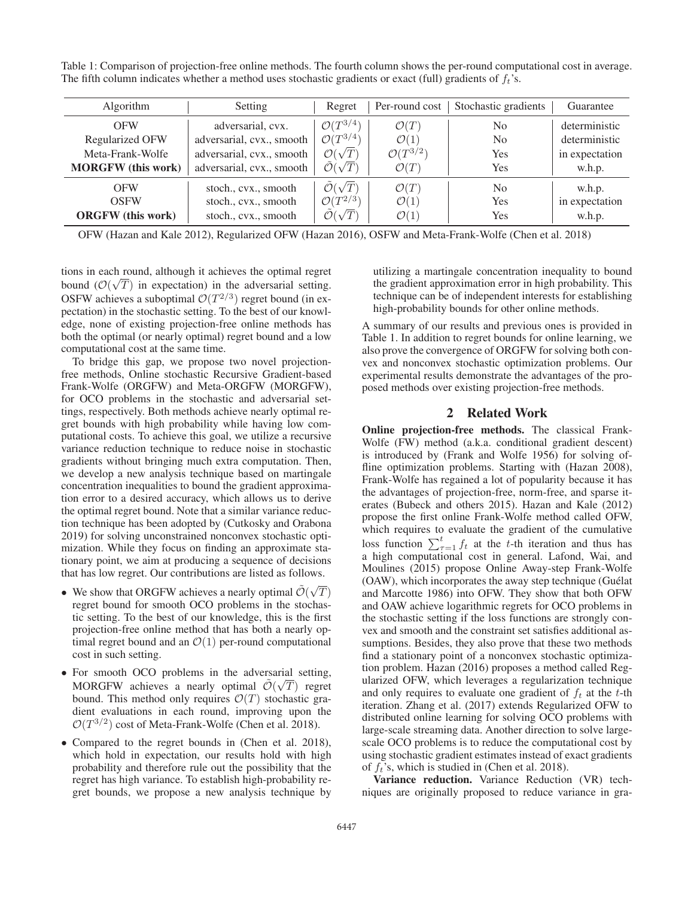Table 1: Comparison of projection-free online methods. The fourth column shows the per-round computational cost in average. The fifth column indicates whether a method uses stochastic gradients or exact (full) gradients of $f_t$'s.

| Algorithm | Setting | Regret | Per-round cost | Stochastic gradients | Guarantee |
|---|---|---|---|---|---|
| OFW | adversarial, cvx. | $\mathcal{O}(T^{3/4})$ | $\mathcal{O}(T)$ | No | deterministic |
| Regularized OFW | adversarial, cvx., smooth | $\mathcal{O}(T^{3/4})$ | $\mathcal{O}(1)$ | No | deterministic |
| Meta-Frank-Wolfe | adversarial, cvx., smooth | $\mathcal{O}(\sqrt{T})$ | $\mathcal{O}(T^{3/2})$ | Yes | in expectation |
| **MORGFW (this work)** | adversarial, cvx., smooth | $\tilde{\mathcal{O}}(\sqrt{T})$ | $\mathcal{O}(T)$ | Yes | w.h.p. |
| OFW | stoch., cvx., smooth | $\tilde{\mathcal{O}}(\sqrt{T})$ | $\mathcal{O}(T)$ | No | w.h.p. |
| OSFW | stoch., cvx., smooth | $\mathcal{O}(T^{2/3})$ | $\mathcal{O}(1)$ | Yes | in expectation |
| **ORGFW (this work)** | stoch., cvx., smooth | $\tilde{\mathcal{O}}(\sqrt{T})$ | $\mathcal{O}(1)$ | Yes | w.h.p. |

OFW (Hazan and Kale 2012), Regularized OFW (Hazan 2016), OSFW and Meta-Frank-Wolfe (Chen et al. 2018)

tions in each round, although it achieves the optimal regret bound ($\mathcal{O}(\sqrt{T})$ in expectation) in the adversarial setting. OSFW achieves a suboptimal $\mathcal{O}(T^{2/3})$ regret bound (in expectation) in the stochastic setting. To the best of our knowledge, none of existing projection-free online methods has both the optimal (or nearly optimal) regret bound and a low computational cost at the same time.

To bridge this gap, we propose two novel projection-free methods, Online stochastic Recursive Gradient-based Frank-Wolfe (ORGFW) and Meta-ORGFW (MORGFW), for OCO problems in the stochastic and adversarial settings, respectively. Both methods achieve nearly optimal regret bounds with high probability while having low computational costs. To achieve this goal, we utilize a recursive variance reduction technique to reduce noise in stochastic gradients without bringing much extra computation. Then, we develop a new analysis technique based on martingale concentration inequalities to bound the gradient approximation error to a desired accuracy, which allows us to derive the optimal regret bound. Note that a similar variance reduction technique has been adopted by (Cutkosky and Orabona 2019) for solving unconstrained nonconvex stochastic optimization. While they focus on finding an approximate stationary point, we aim at producing a sequence of decisions that has low regret. Our contributions are listed as follows.

- We show that ORGFW achieves a nearly optimal $\tilde{\mathcal{O}}(\sqrt{T})$ regret bound for smooth OCO problems in the stochastic setting. To the best of our knowledge, this is the first projection-free online method that has both a nearly optimal regret bound and an $\mathcal{O}(1)$ per-round computational cost in such setting.
- For smooth OCO problems in the adversarial setting, MORGFW achieves a nearly optimal $\tilde{\mathcal{O}}(\sqrt{T})$ regret bound. This method only requires $\mathcal{O}(T)$ stochastic gradient evaluations in each round, improving upon the $\mathcal{O}(T^{3/2})$ cost of Meta-Frank-Wolfe (Chen et al. 2018).
- Compared to the regret bounds in (Chen et al. 2018), which hold in expectation, our results hold with high probability and therefore rule out the possibility that the regret has high variance. To establish high-probability regret bounds, we propose a new analysis technique by utilizing a martingale concentration inequality to bound the gradient approximation error in high probability. This technique can be of independent interests for establishing high-probability bounds for other online methods.

A summary of our results and previous ones is provided in Table 1. In addition to regret bounds for online learning, we also prove the convergence of ORGFW for solving both convex and nonconvex stochastic optimization problems. Our experimental results demonstrate the advantages of the proposed methods over existing projection-free methods.

## 2 Related Work

**Online projection-free methods.** The classical Frank-Wolfe (FW) method (a.k.a. conditional gradient descent) is introduced by (Frank and Wolfe 1956) for solving offline optimization problems. Starting with (Hazan 2008), Frank-Wolfe has regained a lot of popularity because it has the advantages of projection-free, norm-free, and sparse iterates (Bubeck and others 2015). Hazan and Kale (2012) propose the first online Frank-Wolfe method called OFW, which requires to evaluate the gradient of the cumulative loss function $\sum_{\tau=1}^{t} f_t$ at the $t$-th iteration and thus has a high computational cost in general. Lafond, Wai, and Moulines (2015) propose Online Away-step Frank-Wolfe (OAW), which incorporates the away step technique (Guélat and Marcotte 1986) into OFW. They show that both OFW and OAW achieve logarithmic regrets for OCO problems in the stochastic setting if the loss functions are strongly convex and smooth and the constraint set satisfies additional assumptions. Besides, they also prove that these two methods find a stationary point of a nonconvex stochastic optimization problem. Hazan (2016) proposes a method called Regularized OFW, which leverages a regularization technique and only requires to evaluate one gradient of $f_t$ at the $t$-th iteration. Zhang et al. (2017) extends Regularized OFW to distributed online learning for solving OCO problems with large-scale streaming data. Another direction to solve large-scale OCO problems is to reduce the computational cost by using stochastic gradient estimates instead of exact gradients of $f_t$'s, which is studied in (Chen et al. 2018).

**Variance reduction.** Variance Reduction (VR) techniques are originally proposed to reduce variance in gra-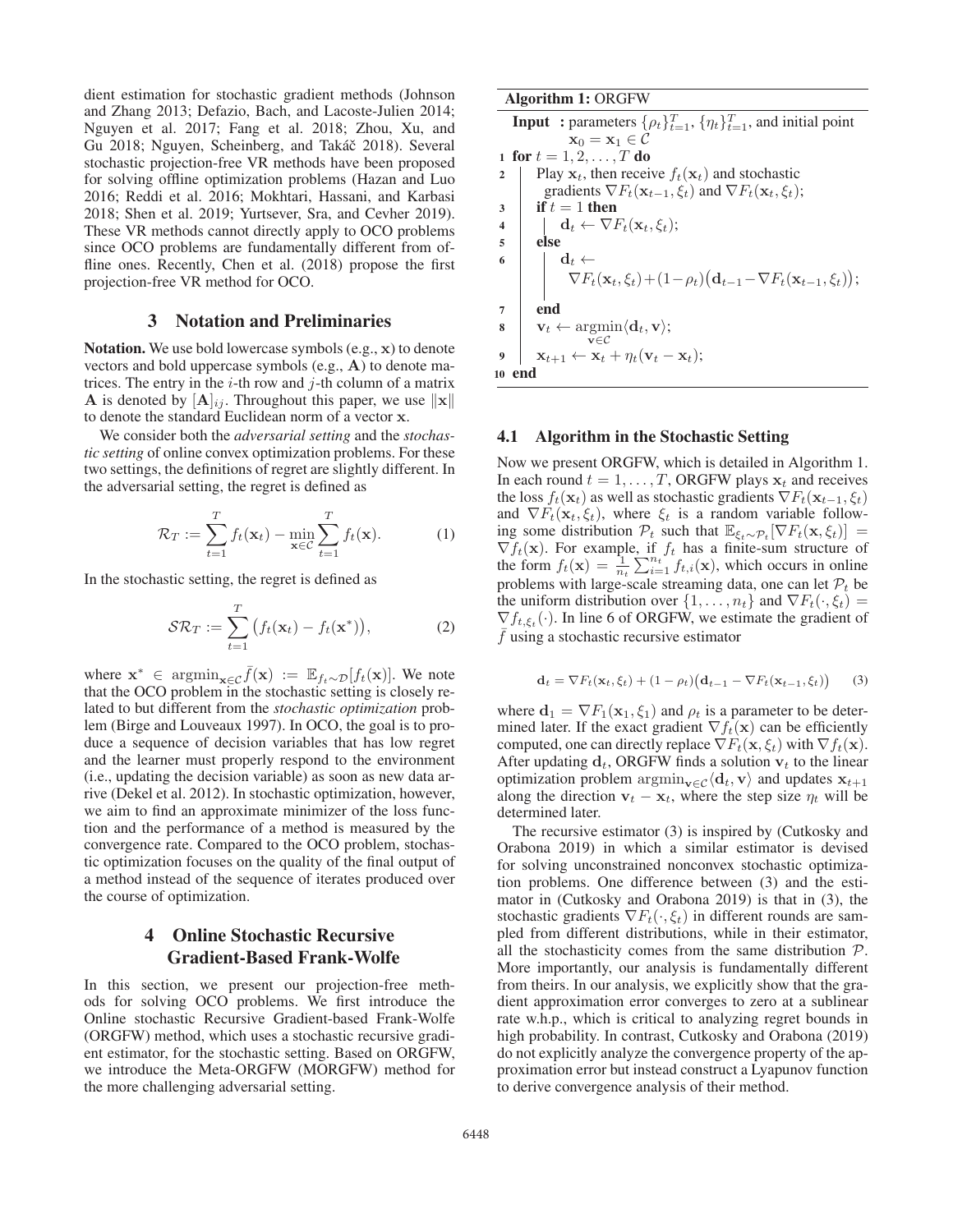dient estimation for stochastic gradient methods (Johnson and Zhang 2013; Defazio, Bach, and Lacoste-Julien 2014; Nguyen et al. 2017; Fang et al. 2018; Zhou, Xu, and Gu 2018; Nguyen, Scheinberg, and Takáč 2018). Several stochastic projection-free VR methods have been proposed for solving offline optimization problems (Hazan and Luo 2016; Reddi et al. 2016; Mokhtari, Hassani, and Karbasi 2018; Shen et al. 2019; Yurtsever, Sra, and Cevher 2019). These VR methods cannot directly apply to OCO problems since OCO problems are fundamentally different from offline ones. Recently, Chen et al. (2018) propose the first projection-free VR method for OCO.

## 3 Notation and Preliminaries

**Notation.** We use bold lowercase symbols (e.g., $\mathbf{x}$) to denote vectors and bold uppercase symbols (e.g., $\mathbf{A}$) to denote matrices. The entry in the $i$-th row and $j$-th column of a matrix $\mathbf{A}$ is denoted by $[\mathbf{A}]_{ij}$. Throughout this paper, we use $\|\mathbf{x}\|$ to denote the standard Euclidean norm of a vector $\mathbf{x}$.

We consider both the *adversarial setting* and the *stochastic setting* of online convex optimization problems. For these two settings, the definitions of regret are slightly different. In the adversarial setting, the regret is defined as

$$\mathcal{R}_T := \sum_{t=1}^{T} f_t(\mathbf{x}_t) - \min_{\mathbf{x}\in\mathcal{C}} \sum_{t=1}^{T} f_t(\mathbf{x}). \tag{1}$$

In the stochastic setting, the regret is defined as

$$\mathcal{SR}_T := \sum_{t=1}^{T} \big(f_t(\mathbf{x}_t) - f_t(\mathbf{x}^*)\big), \tag{2}$$

where $\mathbf{x}^* \in \operatorname{argmin}_{\mathbf{x}\in\mathcal{C}} \bar{f}(\mathbf{x}) := \mathbb{E}_{f_t\sim\mathcal{D}}[f_t(\mathbf{x})]$. We note that the OCO problem in the stochastic setting is closely related to but different from the *stochastic optimization* problem (Birge and Louveaux 1997). In OCO, the goal is to produce a sequence of decision variables that has low regret and the learner must properly respond to the environment (i.e., updating the decision variable) as soon as new data arrive (Dekel et al. 2012). In stochastic optimization, however, we aim to find an approximate minimizer of the loss function and the performance of a method is measured by the convergence rate. Compared to the OCO problem, stochastic optimization focuses on the quality of the final output of a method instead of the sequence of iterates produced over the course of optimization.

## 4 Online Stochastic Recursive Gradient-Based Frank-Wolfe

In this section, we present our projection-free methods for solving OCO problems. We first introduce the Online stochastic Recursive Gradient-based Frank-Wolfe (ORGFW) method, which uses a stochastic recursive gradient estimator, for the stochastic setting. Based on ORGFW, we introduce the Meta-ORGFW (MORGFW) method for the more challenging adversarial setting.

**Algorithm 1:** ORGFW

**Input :** parameters $\{\rho_t\}_{t=1}^T$, $\{\eta_t\}_{t=1}^T$, and initial point $\mathbf{x}_0 = \mathbf{x}_1 \in \mathcal{C}$

1. **for** $t = 1, 2, \ldots, T$ **do**
2. Play $\mathbf{x}_t$, then receive $f_t(\mathbf{x}_t)$ and stochastic gradients $\nabla F_t(\mathbf{x}_{t-1}, \xi_t)$ and $\nabla F_t(\mathbf{x}_t, \xi_t)$;
3. **if** $t = 1$ **then**
4. $\mathbf{d}_t \leftarrow \nabla F_t(\mathbf{x}_t, \xi_t)$;
5. **else**
6. $\mathbf{d}_t \leftarrow \nabla F_t(\mathbf{x}_t, \xi_t) + (1-\rho_t)\big(\mathbf{d}_{t-1} - \nabla F_t(\mathbf{x}_{t-1}, \xi_t)\big)$;
7. **end**
8. $\mathbf{v}_t \leftarrow \operatorname{argmin}_{\mathbf{v}\in\mathcal{C}} \langle \mathbf{d}_t, \mathbf{v}\rangle$;
9. $\mathbf{x}_{t+1} \leftarrow \mathbf{x}_t + \eta_t(\mathbf{v}_t - \mathbf{x}_t)$;
10. **end**

### 4.1 Algorithm in the Stochastic Setting

Now we present ORGFW, which is detailed in Algorithm 1. In each round $t = 1, \ldots, T$, ORGFW plays $\mathbf{x}_t$ and receives the loss $f_t(\mathbf{x}_t)$ as well as stochastic gradients $\nabla F_t(\mathbf{x}_{t-1}, \xi_t)$ and $\nabla F_t(\mathbf{x}_t, \xi_t)$, where $\xi_t$ is a random variable following some distribution $\mathcal{P}_t$ such that $\mathbb{E}_{\xi_t\sim\mathcal{P}_t}[\nabla F_t(\mathbf{x}, \xi_t)] = \nabla f_t(\mathbf{x})$. For example, if $f_t$ has a finite-sum structure of the form $f_t(\mathbf{x}) = \frac{1}{n_t}\sum_{i=1}^{n_t} f_{t,i}(\mathbf{x})$, which occurs in online problems with large-scale streaming data, one can let $\mathcal{P}_t$ be the uniform distribution over $\{1, \ldots, n_t\}$ and $\nabla F_t(\cdot, \xi_t) = \nabla f_{t,\xi_t}(\cdot)$. In line 6 of ORGFW, we estimate the gradient of $\bar{f}$ using a stochastic recursive estimator

$$\mathbf{d}_t = \nabla F_t(\mathbf{x}_t, \xi_t) + (1-\rho_t)\big(\mathbf{d}_{t-1} - \nabla F_t(\mathbf{x}_{t-1}, \xi_t)\big) \tag{3}$$

where $\mathbf{d}_1 = \nabla F_1(\mathbf{x}_1, \xi_1)$ and $\rho_t$ is a parameter to be determined later. If the exact gradient $\nabla f_t(\mathbf{x})$ can be efficiently computed, one can directly replace $\nabla F_t(\mathbf{x}, \xi_t)$ with $\nabla f_t(\mathbf{x})$. After updating $\mathbf{d}_t$, ORGFW finds a solution $\mathbf{v}_t$ to the linear optimization problem $\operatorname{argmin}_{\mathbf{v}\in\mathcal{C}}\langle \mathbf{d}_t, \mathbf{v}\rangle$ and updates $\mathbf{x}_{t+1}$ along the direction $\mathbf{v}_t - \mathbf{x}_t$, where the step size $\eta_t$ will be determined later.

The recursive estimator (3) is inspired by (Cutkosky and Orabona 2019) in which a similar estimator is devised for solving unconstrained nonconvex stochastic optimization problems. One difference between (3) and the estimator in (Cutkosky and Orabona 2019) is that in (3), the stochastic gradients $\nabla F_t(\cdot, \xi_t)$ in different rounds are sampled from different distributions, while in their estimator, all the stochasticity comes from the same distribution $\mathcal{P}$. More importantly, our analysis is fundamentally different from theirs. In our analysis, we explicitly show that the gradient approximation error converges to zero at a sublinear rate w.h.p., which is critical to analyzing regret bounds in high probability. In contrast, Cutkosky and Orabona (2019) do not explicitly analyze the convergence property of the approximation error but instead construct a Lyapunov function to derive convergence analysis of their method.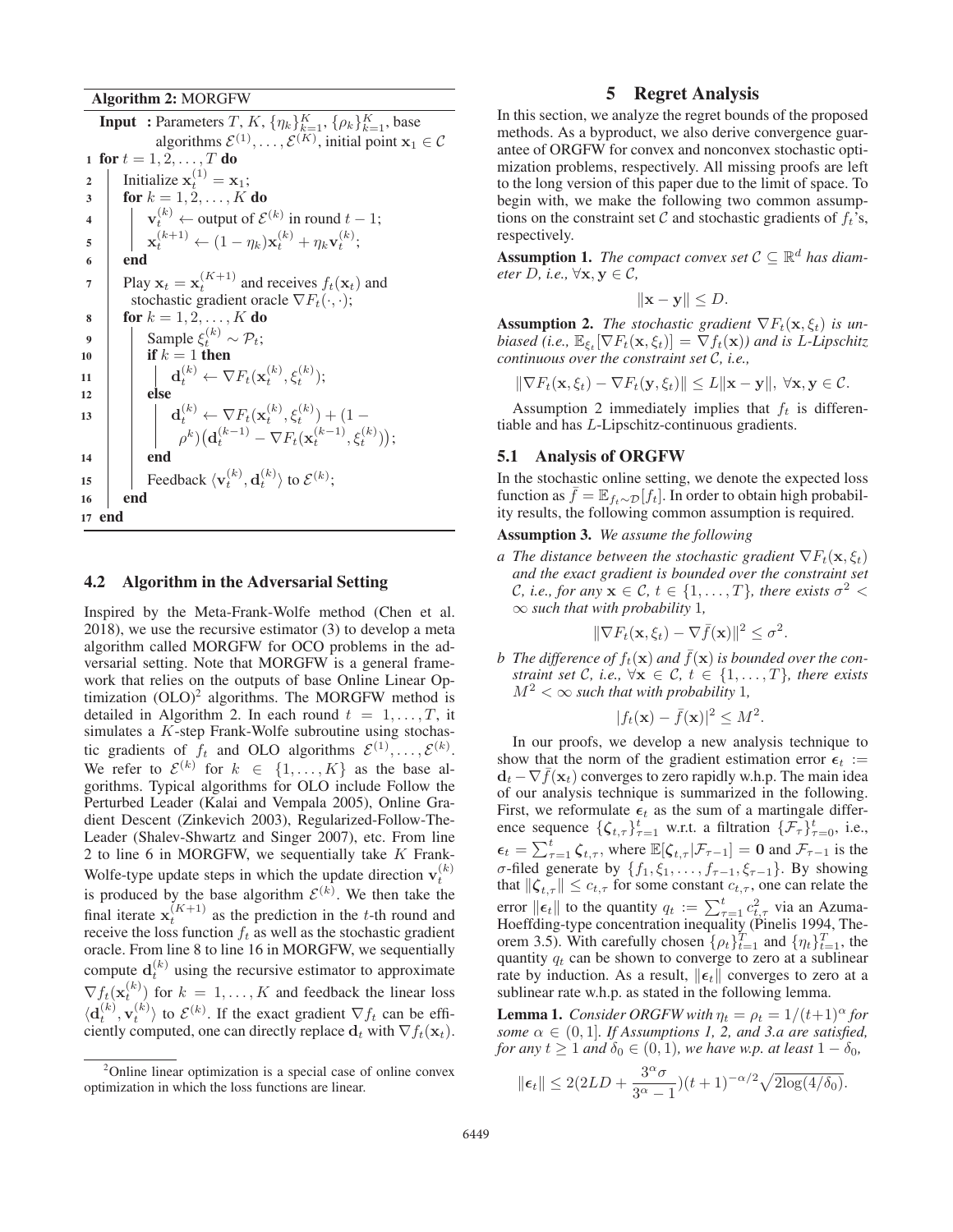**Algorithm 2:** MORGFW

---

**Input :** Parameters $T$, $K$, $\{\eta_k\}_{k=1}^K$, $\{\rho_k\}_{k=1}^K$, base algorithms $\mathcal{E}^{(1)}, \ldots, \mathcal{E}^{(K)}$, initial point $\mathbf{x}_1 \in \mathcal{C}$

```
1  for t = 1, 2, ..., T do
2      Initialize x_t^(1) = x_1;
3      for k = 1, 2, ..., K do
4          v_t^(k) ← output of E^(k) in round t − 1;
5          x_t^(k+1) ← (1 − η_k) x_t^(k) + η_k v_t^(k);
6      end
7      Play x_t = x_t^(K+1) and receives f_t(x_t) and
       stochastic gradient oracle ∇F_t(·,·);
8      for k = 1, 2, ..., K do
9          Sample ξ_t^(k) ~ P_t;
10         if k = 1 then
11             d_t^(k) ← ∇F_t(x_t^(k), ξ_t^(k));
12         else
13             d_t^(k) ← ∇F_t(x_t^(k), ξ_t^(k)) + (1 −
               ρ^k)(d_t^(k−1) − ∇F_t(x_t^(k−1), ξ_t^(k)));
14         end
15         Feedback ⟨v_t^(k), d_t^(k)⟩ to E^(k);
16     end
17 end
```

### 4.2 Algorithm in the Adversarial Setting

Inspired by the Meta-Frank-Wolfe method (Chen et al. 2018), we use the recursive estimator (3) to develop a meta algorithm called MORGFW for OCO problems in the adversarial setting. Note that MORGFW is a general framework that relies on the outputs of base Online Linear Optimization (OLO)[2] algorithms. The MORGFW method is detailed in Algorithm 2. In each round $t = 1, \ldots, T$, it simulates a $K$-step Frank-Wolfe subroutine using stochastic gradients of $f_t$ and OLO algorithms $\mathcal{E}^{(1)}, \ldots, \mathcal{E}^{(K)}$. We refer to $\mathcal{E}^{(k)}$ for $k \in \{1, \ldots, K\}$ as the base algorithms. Typical algorithms for OLO include Follow the Perturbed Leader (Kalai and Vempala 2005), Online Gradient Descent (Zinkevich 2003), Regularized-Follow-The-Leader (Shalev-Shwartz and Singer 2007), etc. From line 2 to line 6 in MORGFW, we sequentially take $K$ Frank-Wolfe-type update steps in which the update direction $\mathbf{v}_t^{(k)}$ is produced by the base algorithm $\mathcal{E}^{(k)}$. We then take the final iterate $\mathbf{x}_t^{(K+1)}$ as the prediction in the $t$-th round and receive the loss function $f_t$ as well as the stochastic gradient oracle. From line 8 to line 16 in MORGFW, we sequentially compute $\mathbf{d}_t^{(k)}$ using the recursive estimator to approximate $\nabla f_t(\mathbf{x}_t^{(k)})$ for $k = 1, \ldots, K$ and feedback the linear loss $\langle \mathbf{d}_t^{(k)}, \mathbf{v}_t^{(k)} \rangle$ to $\mathcal{E}^{(k)}$. If the exact gradient $\nabla f_t$ can be efficiently computed, one can directly replace $\mathbf{d}_t$ with $\nabla f_t(\mathbf{x}_t)$.

[2]Online linear optimization is a special case of online convex optimization in which the loss functions are linear.

## 5 Regret Analysis

In this section, we analyze the regret bounds of the proposed methods. As a byproduct, we also derive convergence guarantee of ORGFW for convex and nonconvex stochastic optimization problems, respectively. All missing proofs are left to the long version of this paper due to the limit of space. To begin with, we make the following two common assumptions on the constraint set $\mathcal{C}$ and stochastic gradients of $f_t$'s, respectively.

**Assumption 1.** *The compact convex set $\mathcal{C} \subseteq \mathbb{R}^d$ has diameter $D$, i.e., $\forall \mathbf{x}, \mathbf{y} \in \mathcal{C}$,*

$$\|\mathbf{x} - \mathbf{y}\| \leq D.$$

**Assumption 2.** *The stochastic gradient $\nabla F_t(\mathbf{x}, \xi_t)$ is unbiased (i.e., $\mathbb{E}_{\xi_t}[\nabla F_t(\mathbf{x}, \xi_t)] = \nabla f_t(\mathbf{x})$) and is $L$-Lipschitz continuous over the constraint set $\mathcal{C}$, i.e.,*

$$\|\nabla F_t(\mathbf{x}, \xi_t) - \nabla F_t(\mathbf{y}, \xi_t)\| \leq L\|\mathbf{x} - \mathbf{y}\|, \ \forall \mathbf{x}, \mathbf{y} \in \mathcal{C}.$$

Assumption 2 immediately implies that $f_t$ is differentiable and has $L$-Lipschitz-continuous gradients.

### 5.1 Analysis of ORGFW

In the stochastic online setting, we denote the expected loss function as $\bar{f} = \mathbb{E}_{f_t \sim \mathcal{D}}[f_t]$. In order to obtain high probability results, the following common assumption is required.

**Assumption 3.** *We assume the following*

*a The distance between the stochastic gradient $\nabla F_t(\mathbf{x}, \xi_t)$ and the exact gradient is bounded over the constraint set $\mathcal{C}$, i.e., for any $\mathbf{x} \in \mathcal{C}$, $t \in \{1, \ldots, T\}$, there exists $\sigma^2 < \infty$ such that with probability 1,*

$$\|\nabla F_t(\mathbf{x}, \xi_t) - \nabla \bar{f}(\mathbf{x})\|^2 \leq \sigma^2.$$

*b The difference of $f_t(\mathbf{x})$ and $\bar{f}(\mathbf{x})$ is bounded over the constraint set $\mathcal{C}$, i.e., $\forall \mathbf{x} \in \mathcal{C}$, $t \in \{1, \ldots, T\}$, there exists $M^2 < \infty$ such that with probability 1,*

$$|f_t(\mathbf{x}) - \bar{f}(\mathbf{x})|^2 \leq M^2.$$

In our proofs, we develop a new analysis technique to show that the norm of the gradient estimation error $\boldsymbol{\epsilon}_t := \mathbf{d}_t - \nabla \bar{f}(\mathbf{x}_t)$ converges to zero rapidly w.h.p. The main idea of our analysis technique is summarized in the following. First, we reformulate $\boldsymbol{\epsilon}_t$ as the sum of a martingale difference sequence $\{\boldsymbol{\zeta}_{t,\tau}\}_{\tau=1}^t$ w.r.t. a filtration $\{\mathcal{F}_\tau\}_{\tau=0}^t$, i.e., $\boldsymbol{\epsilon}_t = \sum_{\tau=1}^t \boldsymbol{\zeta}_{t,\tau}$, where $\mathbb{E}[\boldsymbol{\zeta}_{t,\tau} | \mathcal{F}_{\tau-1}] = \mathbf{0}$ and $\mathcal{F}_{\tau-1}$ is the $\sigma$-filed generate by $\{f_1, \xi_1, \ldots, f_{\tau-1}, \xi_{\tau-1}\}$. By showing that $\|\boldsymbol{\zeta}_{t,\tau}\| \leq c_{t,\tau}$ for some constant $c_{t,\tau}$, one can relate the error $\|\boldsymbol{\epsilon}_t\|$ to the quantity $q_t := \sum_{\tau=1}^t c_{t,\tau}^2$ via an Azuma-Hoeffding-type concentration inequality (Pinelis 1994, Theorem 3.5). With carefully chosen $\{\rho_t\}_{t=1}^T$ and $\{\eta_t\}_{t=1}^T$, the quantity $q_t$ can be shown to converge to zero at a sublinear rate by induction. As a result, $\|\boldsymbol{\epsilon}_t\|$ converges to zero at a sublinear rate w.h.p. as stated in the following lemma.

**Lemma 1.** *Consider ORGFW with $\eta_t = \rho_t = 1/(t+1)^\alpha$ for some $\alpha \in (0, 1]$. If Assumptions 1, 2, and 3.a are satisfied, for any $t \geq 1$ and $\delta_0 \in (0, 1)$, we have w.p. at least $1 - \delta_0$,*

$$\|\boldsymbol{\epsilon}_t\| \leq 2(2LD + \frac{3^\alpha \sigma}{3^\alpha - 1})(t+1)^{-\alpha/2}\sqrt{2\log(4/\delta_0)}.$$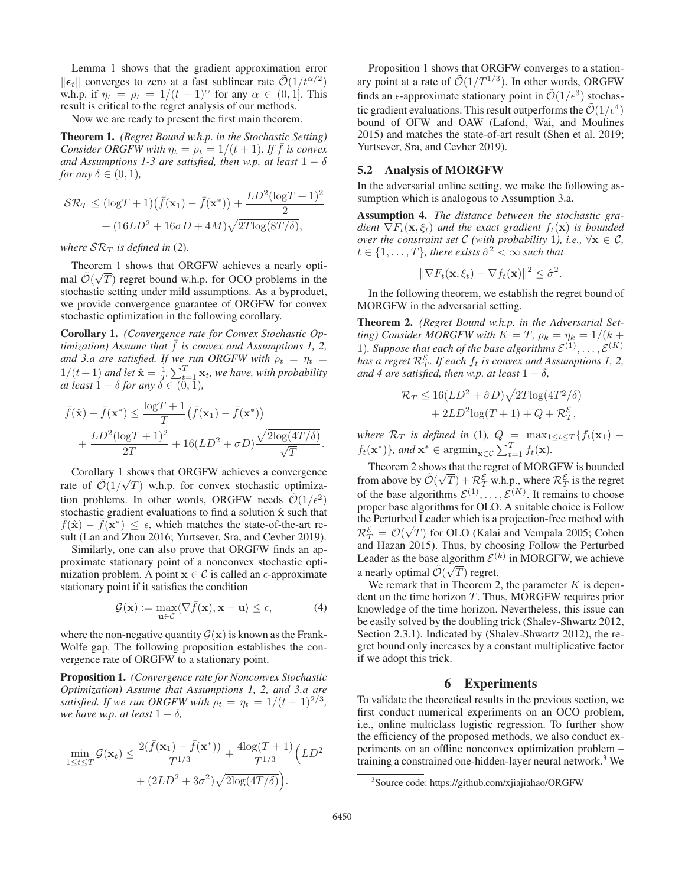Lemma 1 shows that the gradient approximation error $\|\boldsymbol{\epsilon}_t\|$ converges to zero at a fast sublinear rate $\tilde{\mathcal{O}}(1/t^{\alpha/2})$ w.h.p. if $\eta_t = \rho_t = 1/(t+1)^\alpha$ for any $\alpha \in (0, 1]$. This result is critical to the regret analysis of our methods.

Now we are ready to present the first main theorem.

**Theorem 1.** *(Regret Bound w.h.p. in the Stochastic Setting) Consider ORGFW with $\eta_t = \rho_t = 1/(t+1)$. If $\bar{f}$ is convex and Assumptions 1-3 are satisfied, then w.p. at least $1 - \delta$ for any $\delta \in (0, 1)$,*

$$\mathcal{SR}_T \leq (\log T + 1)\big(\bar{f}(\mathbf{x}_1) - \bar{f}(\mathbf{x}^*)\big) + \frac{LD^2(\log T + 1)^2}{2} + (16LD^2 + 16\sigma D + 4M)\sqrt{2T\log(8T/\delta)},$$

*where $\mathcal{SR}_T$ is defined in* (2)*.*

Theorem 1 shows that ORGFW achieves a nearly optimal $\tilde{\mathcal{O}}(\sqrt{T})$ regret bound w.h.p. for OCO problems in the stochastic setting under mild assumptions. As a byproduct, we provide convergence guarantee of ORGFW for convex stochastic optimization in the following corollary.

**Corollary 1.** *(Convergence rate for Convex Stochastic Optimization) Assume that $\bar{f}$ is convex and Assumptions 1, 2, and 3.a are satisfied. If we run ORGFW with $\rho_t = \eta_t = 1/(t+1)$ and let $\hat{\mathbf{x}} = \frac{1}{T}\sum_{t=1}^T \mathbf{x}_t$, we have, with probability at least $1 - \delta$ for any $\delta \in (0, 1)$,*

$$\bar{f}(\hat{\mathbf{x}}) - \bar{f}(\mathbf{x}^*) \leq \frac{\log T + 1}{T}\big(\bar{f}(\mathbf{x}_1) - \bar{f}(\mathbf{x}^*)\big) + \frac{LD^2(\log T + 1)^2}{2T} + 16(LD^2 + \sigma D)\frac{\sqrt{2\log(4T/\delta)}}{\sqrt{T}}.$$

Corollary 1 shows that ORGFW achieves a convergence rate of $\tilde{\mathcal{O}}(1/\sqrt{T})$ w.h.p. for convex stochastic optimization problems. In other words, ORGFW needs $\tilde{\mathcal{O}}(1/\epsilon^2)$ stochastic gradient evaluations to find a solution $\hat{\mathbf{x}}$ such that $\bar{f}(\hat{\mathbf{x}}) - \bar{f}(\mathbf{x}^*) \leq \epsilon$, which matches the state-of-the-art result (Lan and Zhou 2016; Yurtsever, Sra, and Cevher 2019).

Similarly, one can also prove that ORGFW finds an approximate stationary point of a nonconvex stochastic optimization problem. A point $\mathbf{x} \in \mathcal{C}$ is called an $\epsilon$-approximate stationary point if it satisfies the condition

$$\mathcal{G}(\mathbf{x}) := \max_{\mathbf{u} \in \mathcal{C}} \langle \nabla \bar{f}(\mathbf{x}), \mathbf{x} - \mathbf{u} \rangle \leq \epsilon, \tag{4}$$

where the non-negative quantity $\mathcal{G}(\mathbf{x})$ is known as the Frank-Wolfe gap. The following proposition establishes the convergence rate of ORGFW to a stationary point.

**Proposition 1.** *(Convergence rate for Nonconvex Stochastic Optimization) Assume that Assumptions 1, 2, and 3.a are satisfied. If we run ORGFW with $\rho_t = \eta_t = 1/(t+1)^{2/3}$, we have w.p. at least $1 - \delta$,*

$$\min_{1 \leq t \leq T} \mathcal{G}(\mathbf{x}_t) \leq \frac{2(\bar{f}(\mathbf{x}_1) - \bar{f}(\mathbf{x}^*))}{T^{1/3}} + \frac{4\log(T+1)}{T^{1/3}}\Big(LD^2 + (2LD^2 + 3\sigma^2)\sqrt{2\log(4T/\delta)}\Big).$$

Proposition 1 shows that ORGFW converges to a stationary point at a rate of $\tilde{\mathcal{O}}(1/T^{1/3})$. In other words, ORGFW finds an $\epsilon$-approximate stationary point in $\tilde{\mathcal{O}}(1/\epsilon^3)$ stochastic gradient evaluations. This result outperforms the $\tilde{\mathcal{O}}(1/\epsilon^4)$ bound of OFW and OAW (Lafond, Wai, and Moulines 2015) and matches the state-of-art result (Shen et al. 2019; Yurtsever, Sra, and Cevher 2019).

### 5.2 Analysis of MORGFW

In the adversarial online setting, we make the following assumption which is analogous to Assumption 3.a.

**Assumption 4.** *The distance between the stochastic gradient $\nabla F_t(\mathbf{x}, \xi_t)$ and the exact gradient $f_t(\mathbf{x})$ is bounded over the constraint set $\mathcal{C}$ (with probability 1), i.e., $\forall \mathbf{x} \in \mathcal{C}$, $t \in \{1, \ldots, T\}$, there exists $\hat{\sigma}^2 < \infty$ such that*

$$\|\nabla F_t(\mathbf{x}, \xi_t) - \nabla f_t(\mathbf{x})\|^2 \leq \hat{\sigma}^2.$$

In the following theorem, we establish the regret bound of MORGFW in the adversarial setting.

**Theorem 2.** *(Regret Bound w.h.p. in the Adversarial Setting) Consider MORGFW with $K = T$, $\rho_k = \eta_k = 1/(k+1)$. Suppose that each of the base algorithms $\mathcal{E}^{(1)}, \ldots, \mathcal{E}^{(K)}$ has a regret $\mathcal{R}_T^{\mathcal{E}}$. If each $f_t$ is convex and Assumptions 1, 2, and 4 are satisfied, then w.p. at least $1 - \delta$,*

$$\mathcal{R}_T \leq 16(LD^2 + \hat{\sigma}D)\sqrt{2T\log(4T^2/\delta)} + 2LD^2\log(T+1) + Q + \mathcal{R}_T^{\mathcal{E}},$$

*where $\mathcal{R}_T$ is defined in* (1)*, $Q = \max_{1 \leq t \leq T}\{f_t(\mathbf{x}_1) - f_t(\mathbf{x}^*)\}$, and $\mathbf{x}^* \in \operatorname{argmin}_{\mathbf{x} \in \mathcal{C}} \sum_{t=1}^T f_t(\mathbf{x})$.*

Theorem 2 shows that the regret of MORGFW is bounded from above by $\tilde{\mathcal{O}}(\sqrt{T}) + \mathcal{R}_T^{\mathcal{E}}$ w.h.p., where $\mathcal{R}_T^{\mathcal{E}}$ is the regret of the base algorithms $\mathcal{E}^{(1)}, \ldots, \mathcal{E}^{(K)}$. It remains to choose proper base algorithms for OLO. A suitable choice is Follow the Perturbed Leader which is a projection-free method with $\mathcal{R}_T^{\mathcal{E}} = \mathcal{O}(\sqrt{T})$ for OLO (Kalai and Vempala 2005; Cohen and Hazan 2015). Thus, by choosing Follow the Perturbed Leader as the base algorithm $\mathcal{E}^{(k)}$ in MORGFW, we achieve a nearly optimal $\tilde{\mathcal{O}}(\sqrt{T})$ regret.

We remark that in Theorem 2, the parameter $K$ is dependent on the time horizon $T$. Thus, MORGFW requires prior knowledge of the time horizon. Nevertheless, this issue can be easily solved by the doubling trick (Shalev-Shwartz 2012, Section 2.3.1). Indicated by (Shalev-Shwartz 2012), the regret bound only increases by a constant multiplicative factor if we adopt this trick.

## 6 Experiments

To validate the theoretical results in the previous section, we first conduct numerical experiments on an OCO problem, i.e., online multiclass logistic regression. To further show the efficiency of the proposed methods, we also conduct experiments on an offline nonconvex optimization problem – training a constrained one-hidden-layer neural network.[3] We

[3]Source code: https://github.com/xjiajiahao/ORGFW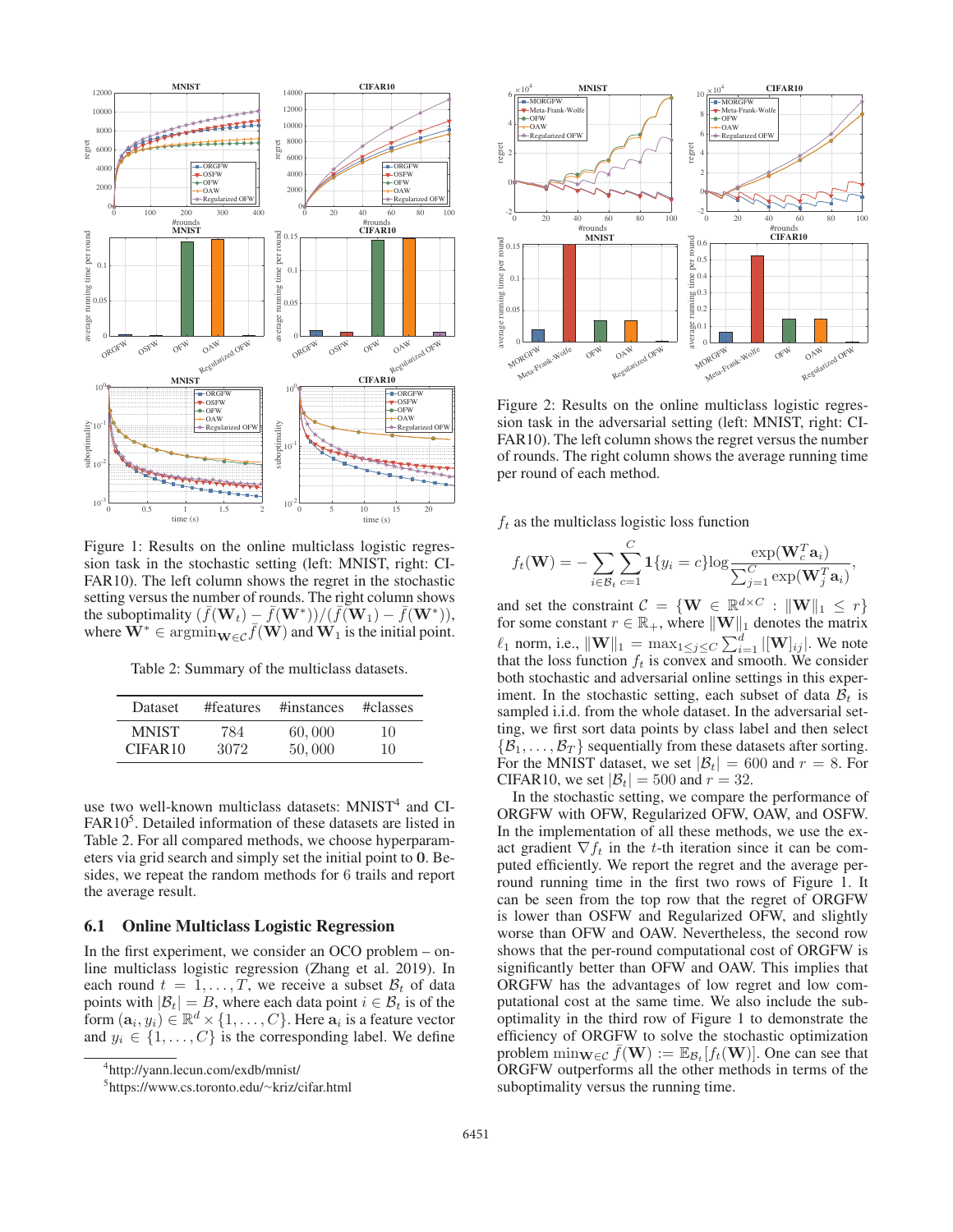Figure 1: Results on the online multiclass logistic regression task in the stochastic setting (left: MNIST, right: CIFAR10). The left column shows the regret in the stochastic setting versus the number of rounds. The right column shows the suboptimality $(\bar{f}(\mathbf{W}_t) - \bar{f}(\mathbf{W}^*))/(\bar{f}(\mathbf{W}_1) - \bar{f}(\mathbf{W}^*))$, where $\mathbf{W}^* \in \operatorname{argmin}_{\mathbf{W}\in\mathcal{C}} \bar{f}(\mathbf{W})$ and $\mathbf{W}_1$ is the initial point.

Table 2: Summary of the multiclass datasets.

| Dataset | #features | #instances | #classes |
|---|---|---|---|
| MNIST | 784 | 60,000 | 10 |
| CIFAR10 | 3072 | 50,000 | 10 |

use two well-known multiclass datasets: MNIST[4] and CIFAR10[5]. Detailed information of these datasets are listed in Table 2. For all compared methods, we choose hyperparameters via grid search and simply set the initial point to $\mathbf{0}$. Besides, we repeat the random methods for 6 trails and report the average result.

## 6.1 Online Multiclass Logistic Regression

In the first experiment, we consider an OCO problem – online multiclass logistic regression (Zhang et al. 2019). In each round $t = 1, \ldots, T$, we receive a subset $\mathcal{B}_t$ of data points with $|\mathcal{B}_t| = B$, where each data point $i \in \mathcal{B}_t$ is of the form $(\mathbf{a}_i, y_i) \in \mathbb{R}^d \times \{1, \ldots, C\}$. Here $\mathbf{a}_i$ is a feature vector and $y_i \in \{1, \ldots, C\}$ is the corresponding label. We define

[4] http://yann.lecun.com/exdb/mnist/

[5] https://www.cs.toronto.edu/~kriz/cifar.html

Figure 2: Results on the online multiclass logistic regression task in the adversarial setting (left: MNIST, right: CIFAR10). The left column shows the regret versus the number of rounds. The right column shows the average running time per round of each method.

$f_t$ as the multiclass logistic loss function

$$f_t(\mathbf{W}) = -\sum_{i\in\mathcal{B}_t}\sum_{c=1}^{C} \mathbf{1}\{y_i = c\}\log\frac{\exp(\mathbf{W}_c^T\mathbf{a}_i)}{\sum_{j=1}^{C}\exp(\mathbf{W}_j^T\mathbf{a}_i)},$$

and set the constraint $\mathcal{C} = \{\mathbf{W} \in \mathbb{R}^{d\times C} : \|\mathbf{W}\|_1 \le r\}$ for some constant $r \in \mathbb{R}_+$, where $\|\mathbf{W}\|_1$ denotes the matrix $\ell_1$ norm, i.e., $\|\mathbf{W}\|_1 = \max_{1\le j\le C}\sum_{i=1}^{d}|[\mathbf{W}]_{ij}|$. We note that the loss function $f_t$ is convex and smooth. We consider both stochastic and adversarial online settings in this experiment. In the stochastic setting, each subset of data $\mathcal{B}_t$ is sampled i.i.d. from the whole dataset. In the adversarial setting, we first sort data points by class label and then select $\{\mathcal{B}_1, \ldots, \mathcal{B}_T\}$ sequentially from these datasets after sorting. For the MNIST dataset, we set $|\mathcal{B}_t| = 600$ and $r = 8$. For CIFAR10, we set $|\mathcal{B}_t| = 500$ and $r = 32$.

In the stochastic setting, we compare the performance of ORGFW with OFW, Regularized OFW, OAW, and OSFW. In the implementation of all these methods, we use the exact gradient $\nabla f_t$ in the $t$-th iteration since it can be computed efficiently. We report the regret and the average per-round running time in the first two rows of Figure 1. It can be seen from the top row that the regret of ORGFW is lower than OSFW and Regularized OFW, and slightly worse than OFW and OAW. Nevertheless, the second row shows that the per-round computational cost of ORGFW is significantly better than OFW and OAW. This implies that ORGFW has the advantages of low regret and low computational cost at the same time. We also include the suboptimality in the third row of Figure 1 to demonstrate the efficiency of ORGFW to solve the stochastic optimization problem $\min_{\mathbf{W}\in\mathcal{C}} \bar{f}(\mathbf{W}) := \mathbb{E}_{\mathcal{B}_t}[f_t(\mathbf{W})]$. One can see that ORGFW outperforms all the other methods in terms of the suboptimality versus the running time.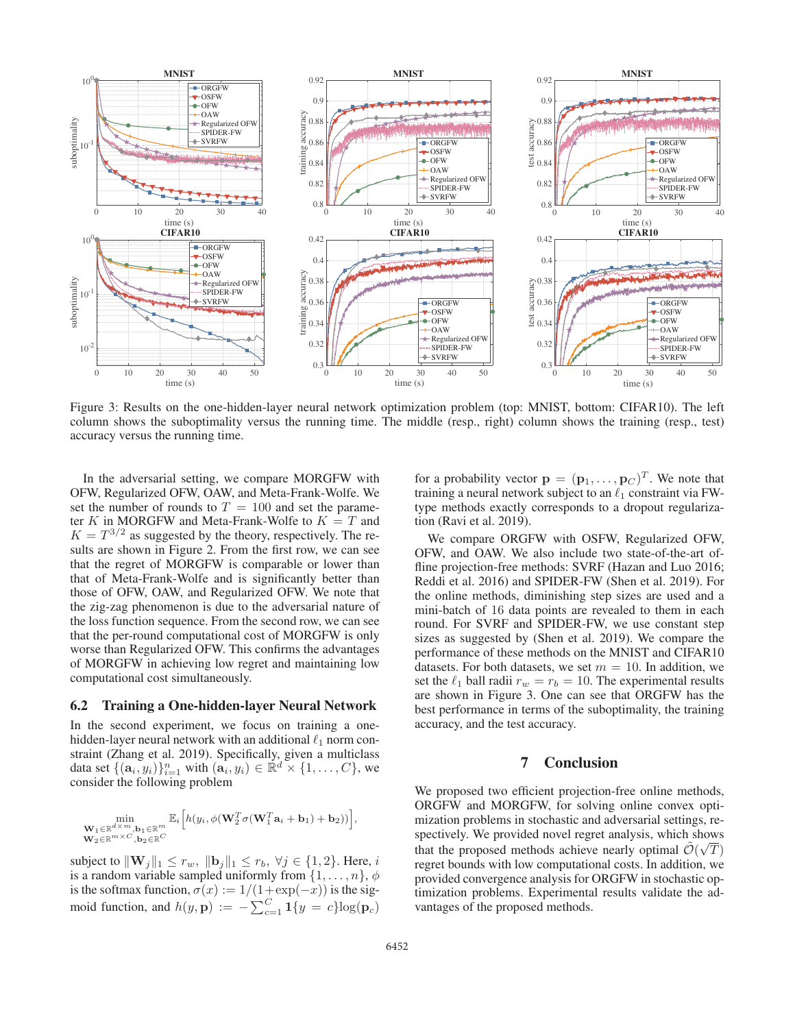Figure 3: Results on the one-hidden-layer neural network optimization problem (top: MNIST, bottom: CIFAR10). The left column shows the suboptimality versus the running time. The middle (resp., right) column shows the training (resp., test) accuracy versus the running time.

In the adversarial setting, we compare MORGFW with OFW, Regularized OFW, OAW, and Meta-Frank-Wolfe. We set the number of rounds to $T = 100$ and set the parameter $K$ in MORGFW and Meta-Frank-Wolfe to $K = T$ and $K = T^{3/2}$ as suggested by the theory, respectively. The results are shown in Figure 2. From the first row, we can see that the regret of MORGFW is comparable or lower than that of Meta-Frank-Wolfe and is significantly better than those of OFW, OAW, and Regularized OFW. We note that the zig-zag phenomenon is due to the adversarial nature of the loss function sequence. From the second row, we can see that the per-round computational cost of MORGFW is only worse than Regularized OFW. This confirms the advantages of MORGFW in achieving low regret and maintaining low computational cost simultaneously.

## 6.2 Training a One-hidden-layer Neural Network

In the second experiment, we focus on training a one-hidden-layer neural network with an additional $\ell_1$ norm constraint (Zhang et al. 2019). Specifically, given a multiclass data set $\{(\mathbf{a}_i, y_i)\}_{i=1}^n$ with $(\mathbf{a}_i, y_i) \in \mathbb{R}^d \times \{1, \ldots, C\}$, we consider the following problem

$$\min_{\substack{\mathbf{W}_1 \in \mathbb{R}^{d\times m}, \mathbf{b}_1 \in \mathbb{R}^m \\ \mathbf{W}_2 \in \mathbb{R}^{m\times C}, \mathbf{b}_2 \in \mathbb{R}^C}} \mathbb{E}_i\Big[h(y_i, \phi(\mathbf{W}_2^T \sigma(\mathbf{W}_1^T \mathbf{a}_i + \mathbf{b}_1) + \mathbf{b}_2))\Big],$$

subject to $\|\mathbf{W}_j\|_1 \leq r_w$, $\|\mathbf{b}_j\|_1 \leq r_b$, $\forall j \in \{1, 2\}$. Here, $i$ is a random variable sampled uniformly from $\{1, \ldots, n\}$, $\phi$ is the softmax function, $\sigma(x) := 1/(1+\exp(-x))$ is the sigmoid function, and $h(y, \mathbf{p}) := -\sum_{c=1}^C \mathbf{1}\{y = c\}\log(\mathbf{p}_c)$ for a probability vector $\mathbf{p} = (\mathbf{p}_1, \ldots, \mathbf{p}_C)^T$. We note that training a neural network subject to an $\ell_1$ constraint via FW-type methods exactly corresponds to a dropout regularization (Ravi et al. 2019).

We compare ORGFW with OSFW, Regularized OFW, OFW, and OAW. We also include two state-of-the-art offline projection-free methods: SVRF (Hazan and Luo 2016; Reddi et al. 2016) and SPIDER-FW (Shen et al. 2019). For the online methods, diminishing step sizes are used and a mini-batch of 16 data points are revealed to them in each round. For SVRF and SPIDER-FW, we use constant step sizes as suggested by (Shen et al. 2019). We compare the performance of these methods on the MNIST and CIFAR10 datasets. For both datasets, we set $m = 10$. In addition, we set the $\ell_1$ ball radii $r_w = r_b = 10$. The experimental results are shown in Figure 3. One can see that ORGFW has the best performance in terms of the suboptimality, the training accuracy, and the test accuracy.

# 7 Conclusion

We proposed two efficient projection-free online methods, ORGFW and MORGFW, for solving online convex optimization problems in stochastic and adversarial settings, respectively. We provided novel regret analysis, which shows that the proposed methods achieve nearly optimal $\tilde{\mathcal{O}}(\sqrt{T})$ regret bounds with low computational costs. In addition, we provided convergence analysis for ORGFW in stochastic optimization problems. Experimental results validate the advantages of the proposed methods.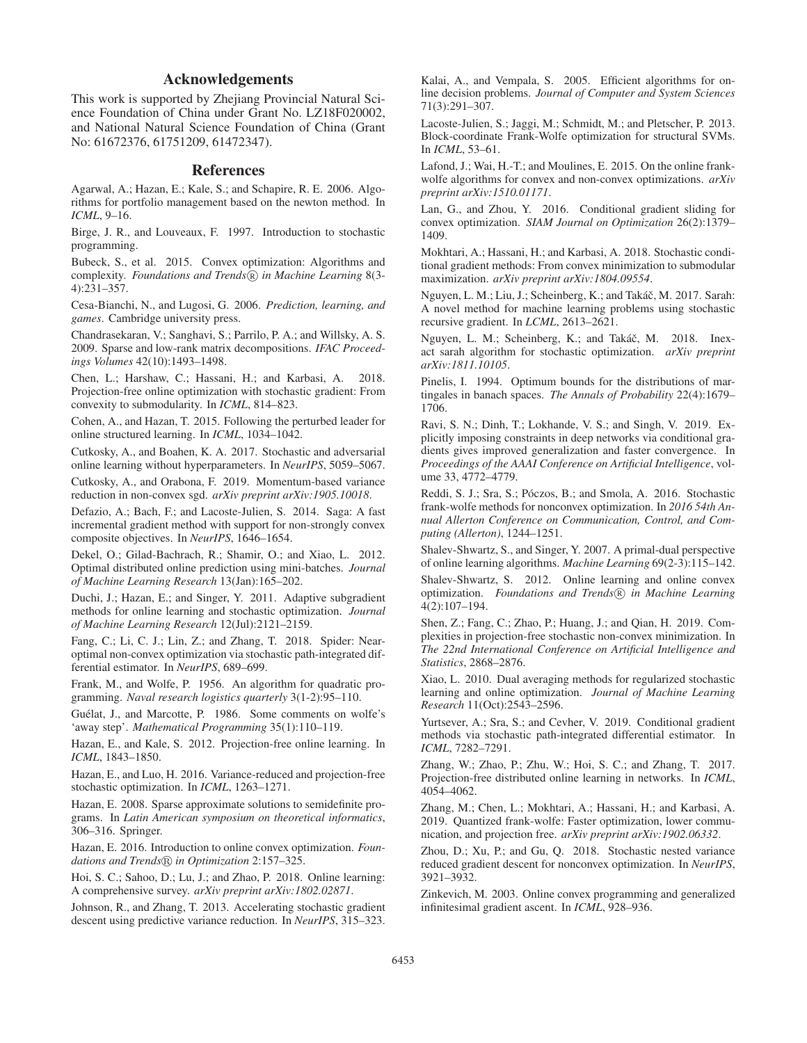## Acknowledgements

This work is supported by Zhejiang Provincial Natural Science Foundation of China under Grant No. LZ18F020002, and National Natural Science Foundation of China (Grant No: 61672376, 61751209, 61472347).

## References

Agarwal, A.; Hazan, E.; Kale, S.; and Schapire, R. E. 2006. Algorithms for portfolio management based on the newton method. In *ICML*, 9–16.

Birge, J. R., and Louveaux, F. 1997. Introduction to stochastic programming.

Bubeck, S., et al. 2015. Convex optimization: Algorithms and complexity. *Foundations and Trends® in Machine Learning* 8(3-4):231–357.

Cesa-Bianchi, N., and Lugosi, G. 2006. *Prediction, learning, and games*. Cambridge university press.

Chandrasekaran, V.; Sanghavi, S.; Parrilo, P. A.; and Willsky, A. S. 2009. Sparse and low-rank matrix decompositions. *IFAC Proceedings Volumes* 42(10):1493–1498.

Chen, L.; Harshaw, C.; Hassani, H.; and Karbasi, A. 2018. Projection-free online optimization with stochastic gradient: From convexity to submodularity. In *ICML*, 814–823.

Cohen, A., and Hazan, T. 2015. Following the perturbed leader for online structured learning. In *ICML*, 1034–1042.

Cutkosky, A., and Boahen, K. A. 2017. Stochastic and adversarial online learning without hyperparameters. In *NeurIPS*, 5059–5067.

Cutkosky, A., and Orabona, F. 2019. Momentum-based variance reduction in non-convex sgd. *arXiv preprint arXiv:1905.10018*.

Defazio, A.; Bach, F.; and Lacoste-Julien, S. 2014. Saga: A fast incremental gradient method with support for non-strongly convex composite objectives. In *NeurIPS*, 1646–1654.

Dekel, O.; Gilad-Bachrach, R.; Shamir, O.; and Xiao, L. 2012. Optimal distributed online prediction using mini-batches. *Journal of Machine Learning Research* 13(Jan):165–202.

Duchi, J.; Hazan, E.; and Singer, Y. 2011. Adaptive subgradient methods for online learning and stochastic optimization. *Journal of Machine Learning Research* 12(Jul):2121–2159.

Fang, C.; Li, C. J.; Lin, Z.; and Zhang, T. 2018. Spider: Near-optimal non-convex optimization via stochastic path-integrated differential estimator. In *NeurIPS*, 689–699.

Frank, M., and Wolfe, P. 1956. An algorithm for quadratic programming. *Naval research logistics quarterly* 3(1-2):95–110.

Guélat, J., and Marcotte, P. 1986. Some comments on wolfe's 'away step'. *Mathematical Programming* 35(1):110–119.

Hazan, E., and Kale, S. 2012. Projection-free online learning. In *ICML*, 1843–1850.

Hazan, E., and Luo, H. 2016. Variance-reduced and projection-free stochastic optimization. In *ICML*, 1263–1271.

Hazan, E. 2008. Sparse approximate solutions to semidefinite programs. In *Latin American symposium on theoretical informatics*, 306–316. Springer.

Hazan, E. 2016. Introduction to online convex optimization. *Foundations and Trends® in Optimization* 2:157–325.

Hoi, S. C.; Sahoo, D.; Lu, J.; and Zhao, P. 2018. Online learning: A comprehensive survey. *arXiv preprint arXiv:1802.02871*.

Johnson, R., and Zhang, T. 2013. Accelerating stochastic gradient descent using predictive variance reduction. In *NeurIPS*, 315–323.

Kalai, A., and Vempala, S. 2005. Efficient algorithms for online decision problems. *Journal of Computer and System Sciences* 71(3):291–307.

Lacoste-Julien, S.; Jaggi, M.; Schmidt, M.; and Pletscher, P. 2013. Block-coordinate Frank-Wolfe optimization for structural SVMs. In *ICML*, 53–61.

Lafond, J.; Wai, H.-T.; and Moulines, E. 2015. On the online frank-wolfe algorithms for convex and non-convex optimizations. *arXiv preprint arXiv:1510.01171*.

Lan, G., and Zhou, Y. 2016. Conditional gradient sliding for convex optimization. *SIAM Journal on Optimization* 26(2):1379–1409.

Mokhtari, A.; Hassani, H.; and Karbasi, A. 2018. Stochastic conditional gradient methods: From convex minimization to submodular maximization. *arXiv preprint arXiv:1804.09554*.

Nguyen, L. M.; Liu, J.; Scheinberg, K.; and Takáč, M. 2017. Sarah: A novel method for machine learning problems using stochastic recursive gradient. In *LCML*, 2613–2621.

Nguyen, L. M.; Scheinberg, K.; and Takáč, M. 2018. Inexact sarah algorithm for stochastic optimization. *arXiv preprint arXiv:1811.10105*.

Pinelis, I. 1994. Optimum bounds for the distributions of martingales in banach spaces. *The Annals of Probability* 22(4):1679–1706.

Ravi, S. N.; Dinh, T.; Lokhande, V. S.; and Singh, V. 2019. Explicitly imposing constraints in deep networks via conditional gradients gives improved generalization and faster convergence. In *Proceedings of the AAAI Conference on Artificial Intelligence*, volume 33, 4772–4779.

Reddi, S. J.; Sra, S.; Póczos, B.; and Smola, A. 2016. Stochastic frank-wolfe methods for nonconvex optimization. In *2016 54th Annual Allerton Conference on Communication, Control, and Computing (Allerton)*, 1244–1251.

Shalev-Shwartz, S., and Singer, Y. 2007. A primal-dual perspective of online learning algorithms. *Machine Learning* 69(2-3):115–142.

Shalev-Shwartz, S. 2012. Online learning and online convex optimization. *Foundations and Trends® in Machine Learning* 4(2):107–194.

Shen, Z.; Fang, C.; Zhao, P.; Huang, J.; and Qian, H. 2019. Complexities in projection-free stochastic non-convex minimization. In *The 22nd International Conference on Artificial Intelligence and Statistics*, 2868–2876.

Xiao, L. 2010. Dual averaging methods for regularized stochastic learning and online optimization. *Journal of Machine Learning Research* 11(Oct):2543–2596.

Yurtsever, A.; Sra, S.; and Cevher, V. 2019. Conditional gradient methods via stochastic path-integrated differential estimator. In *ICML*, 7282–7291.

Zhang, W.; Zhao, P.; Zhu, W.; Hoi, S. C.; and Zhang, T. 2017. Projection-free distributed online learning in networks. In *ICML*, 4054–4062.

Zhang, M.; Chen, L.; Mokhtari, A.; Hassani, H.; and Karbasi, A. 2019. Quantized frank-wolfe: Faster optimization, lower communication, and projection free. *arXiv preprint arXiv:1902.06332*.

Zhou, D.; Xu, P.; and Gu, Q. 2018. Stochastic nested variance reduced gradient descent for nonconvex optimization. In *NeurIPS*, 3921–3932.

Zinkevich, M. 2003. Online convex programming and generalized infinitesimal gradient ascent. In *ICML*, 928–936.